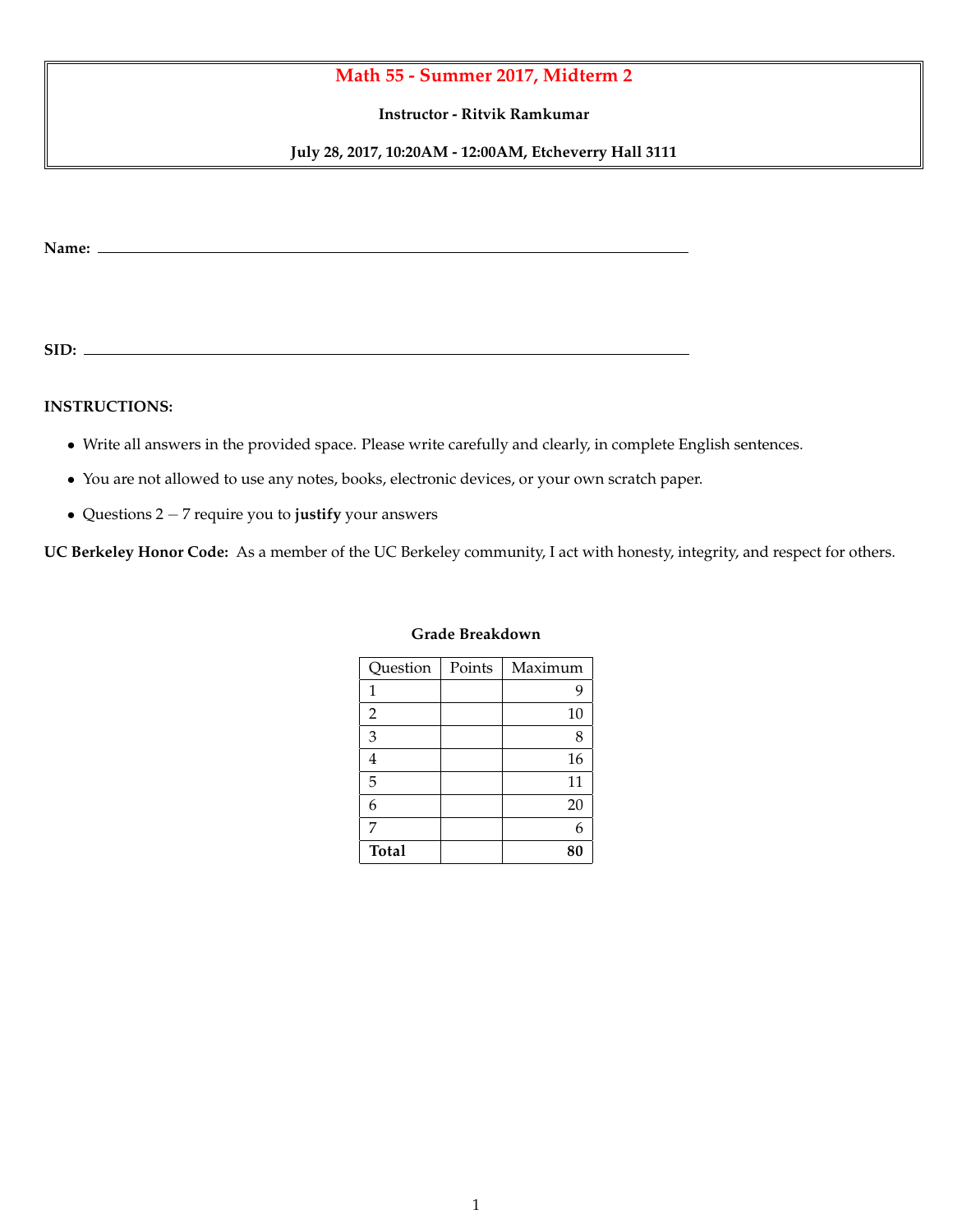# Math 55 - Summer 2017, Midterm 2

**Instructor - Ritvik Ramkumar**

**July 28, 2017, 10:20AM - 12:00AM, Etcheverry Hall 3111**

**Name:** ______________________________________________

**SID:** ______________________________________________

**INSTRUCTIONS:**

- Write all answers in the provided space. Please write carefully and clearly, in complete English sentences.
- You are not allowed to use any notes, books, electronic devices, or your own scratch paper.
- Questions $2-7$ require you to **justify** your answers

**UC Berkeley Honor Code:** As a member of the UC Berkeley community, I act with honesty, integrity, and respect for others.

**Grade Breakdown**

| Question | Points | Maximum |
|---|---|---|
| 1 | | 9 |
| 2 | | 10 |
| 3 | | 8 |
| 4 | | 16 |
| 5 | | 11 |
| 6 | | 20 |
| 7 | | 6 |
| **Total** | | **80** |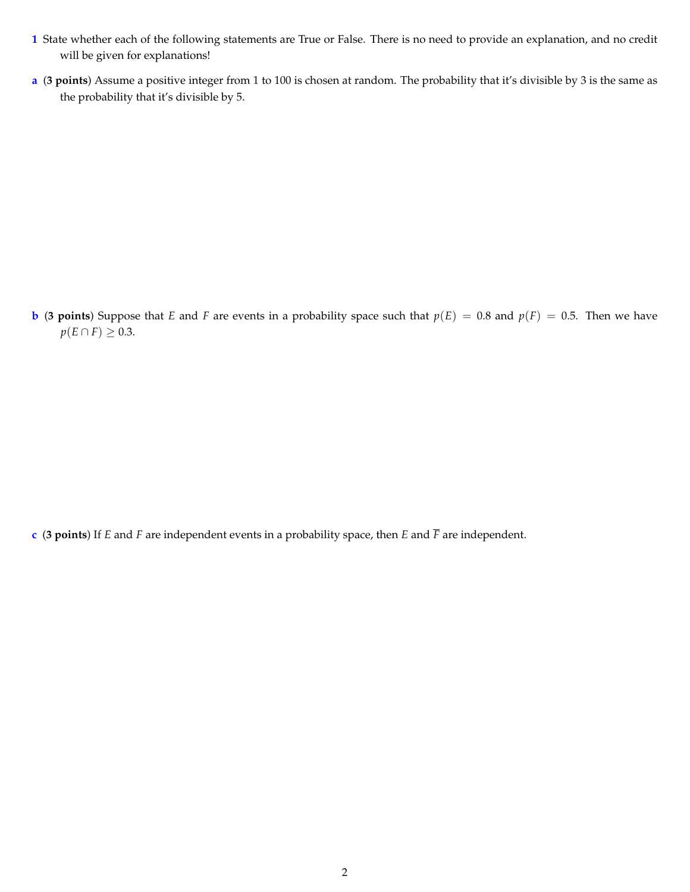**1** State whether each of the following statements are True or False. There is no need to provide an explanation, and no credit will be given for explanations!

**a** (**3 points**) Assume a positive integer from 1 to 100 is chosen at random. The probability that it's divisible by 3 is the same as the probability that it's divisible by 5.

**b** (**3 points**) Suppose that $E$ and $F$ are events in a probability space such that $p(E) = 0.8$ and $p(F) = 0.5$. Then we have $p(E \cap F) \geq 0.3$.

**c** (**3 points**) If $E$ and $F$ are independent events in a probability space, then $E$ and $\overline{F}$ are independent.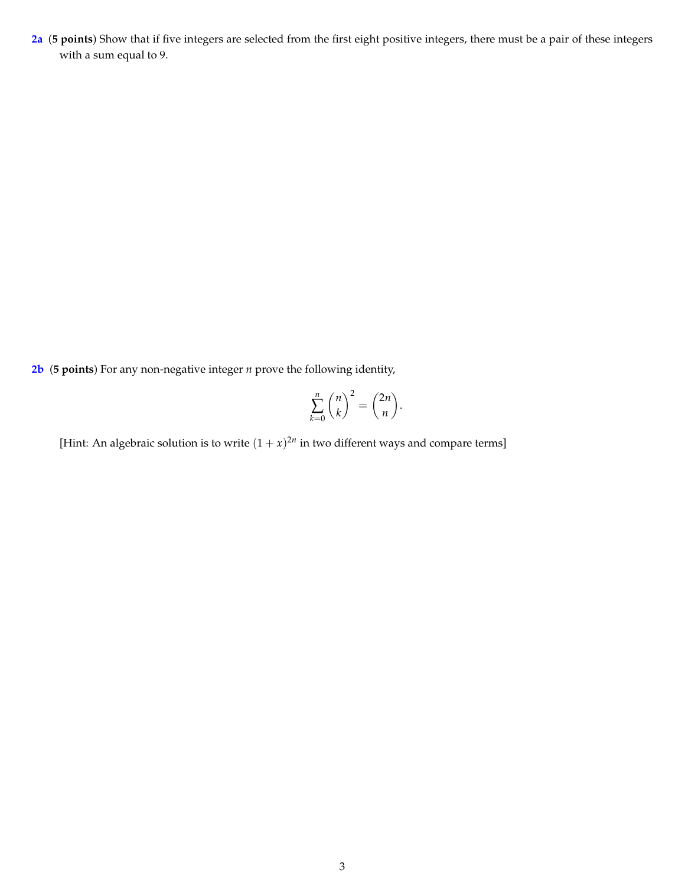**2a** (**5 points**) Show that if five integers are selected from the first eight positive integers, there must be a pair of these integers with a sum equal to 9.

**2b** (**5 points**) For any non-negative integer $n$ prove the following identity,

$$\sum_{k=0}^{n} \binom{n}{k}^2 = \binom{2n}{n}.$$

[Hint: An algebraic solution is to write $(1+x)^{2n}$ in two different ways and compare terms]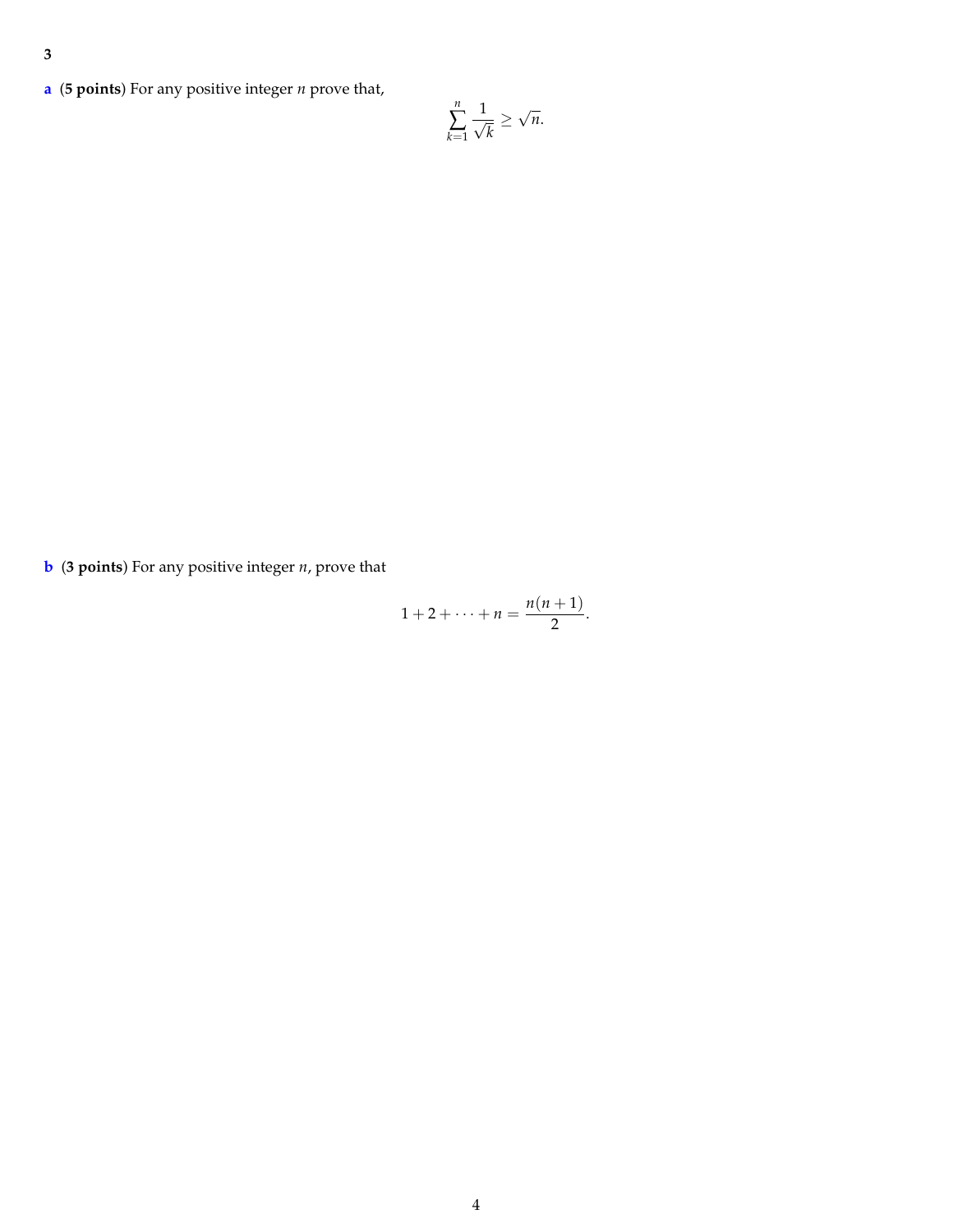**3**

**a** (**5 points**) For any positive integer $n$ prove that,

$$\sum_{k=1}^{n} \frac{1}{\sqrt{k}} \geq \sqrt{n}.$$

**b** (**3 points**) For any positive integer $n$, prove that

$$1 + 2 + \cdots + n = \frac{n(n+1)}{2}.$$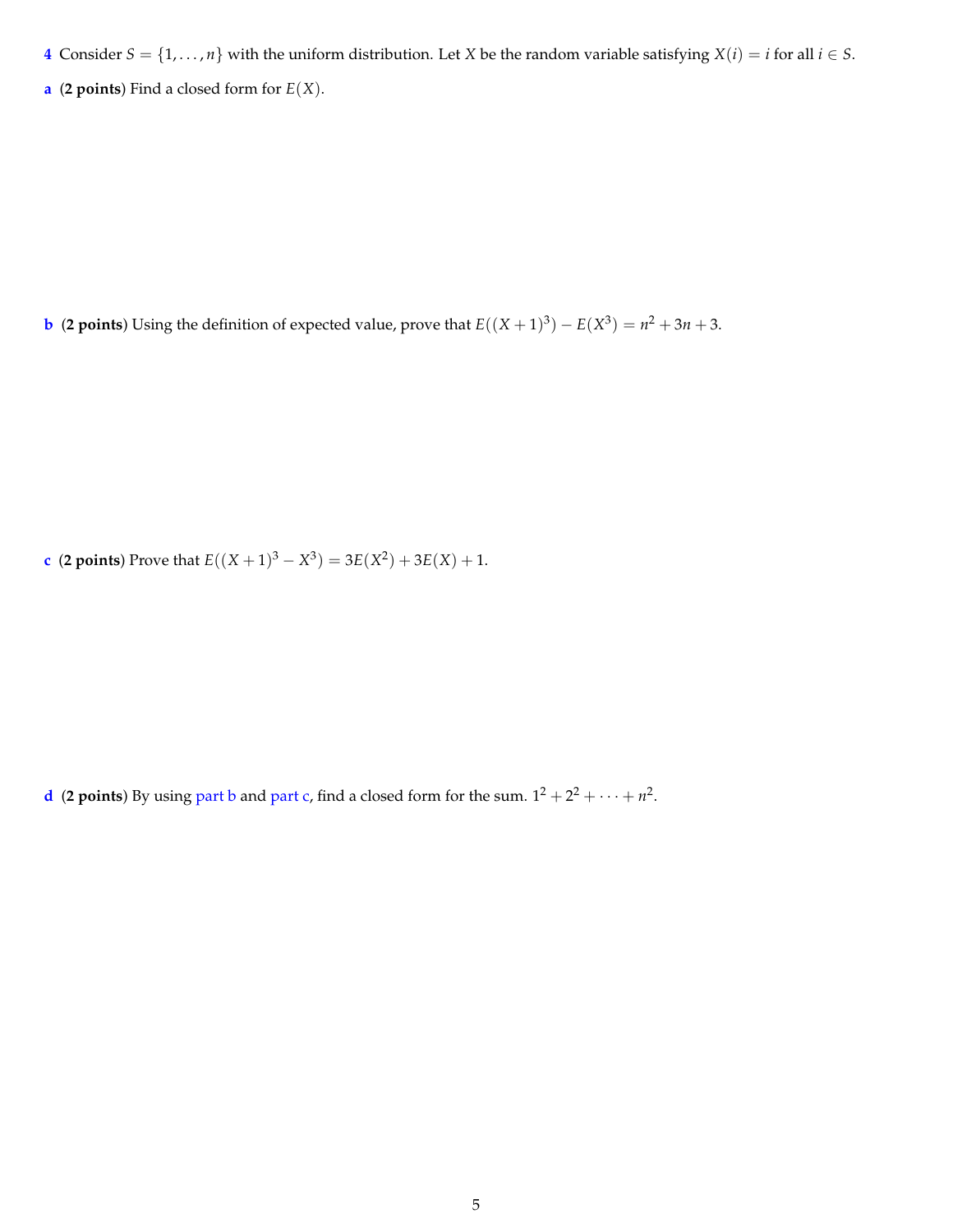**4** Consider $S = \{1, \ldots, n\}$ with the uniform distribution. Let $X$ be the random variable satisfying $X(i) = i$ for all $i \in S$.

**a** (**2 points**) Find a closed form for $E(X)$.

**b** (**2 points**) Using the definition of expected value, prove that $E((X+1)^3) - E(X^3) = n^2 + 3n + 3$.

**c** (**2 points**) Prove that $E((X+1)^3 - X^3) = 3E(X^2) + 3E(X) + 1$.

**d** (**2 points**) By using part b and part c, find a closed form for the sum. $1^2 + 2^2 + \cdots + n^2$.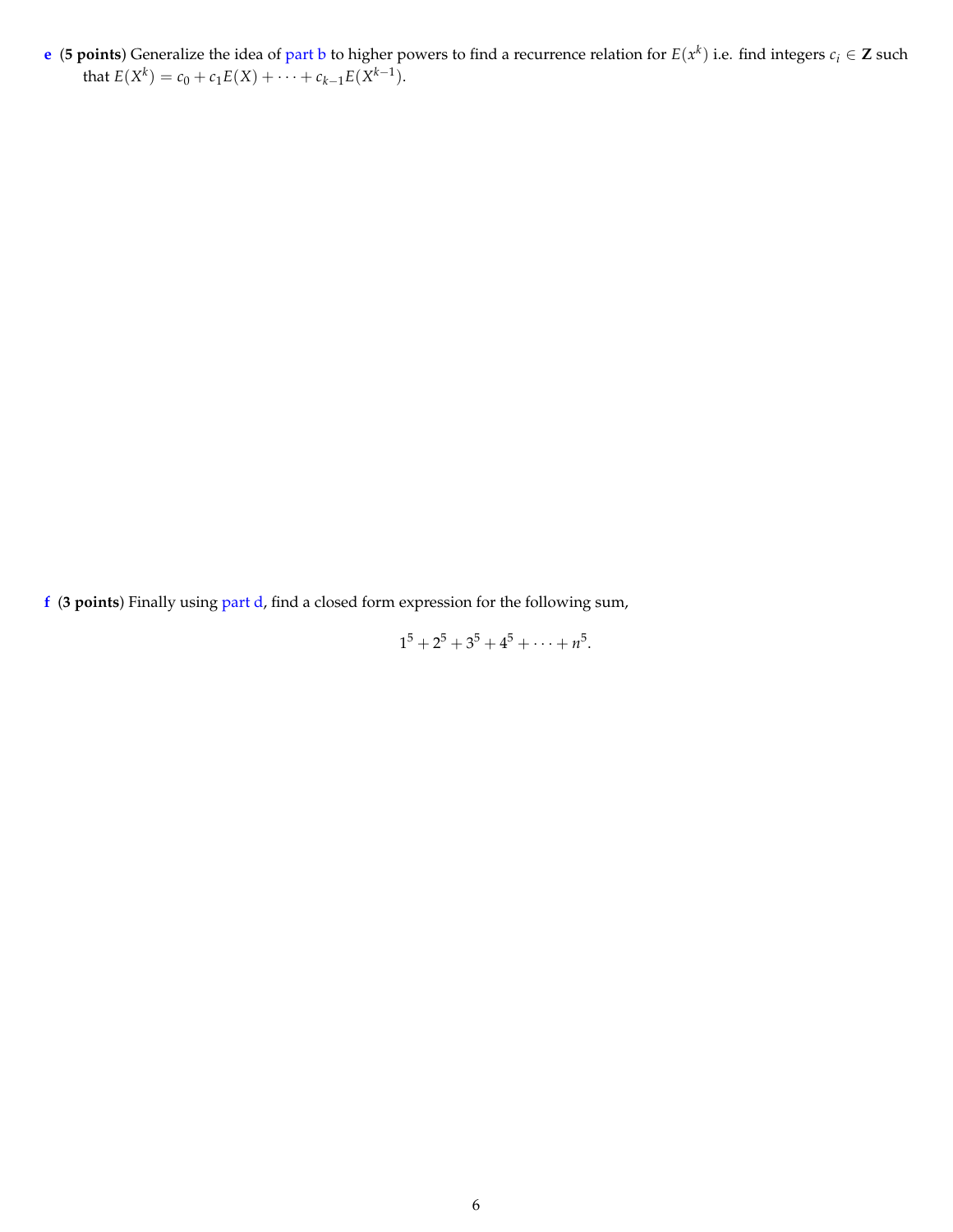**e** (**5 points**) Generalize the idea of part b to higher powers to find a recurrence relation for $E(x^k)$ i.e. find integers $c_i \in \mathbf{Z}$ such that $E(X^k) = c_0 + c_1 E(X) + \cdots + c_{k-1} E(X^{k-1})$.

**f** (**3 points**) Finally using part d, find a closed form expression for the following sum,

$$1^5 + 2^5 + 3^5 + 4^5 + \cdots + n^5.$$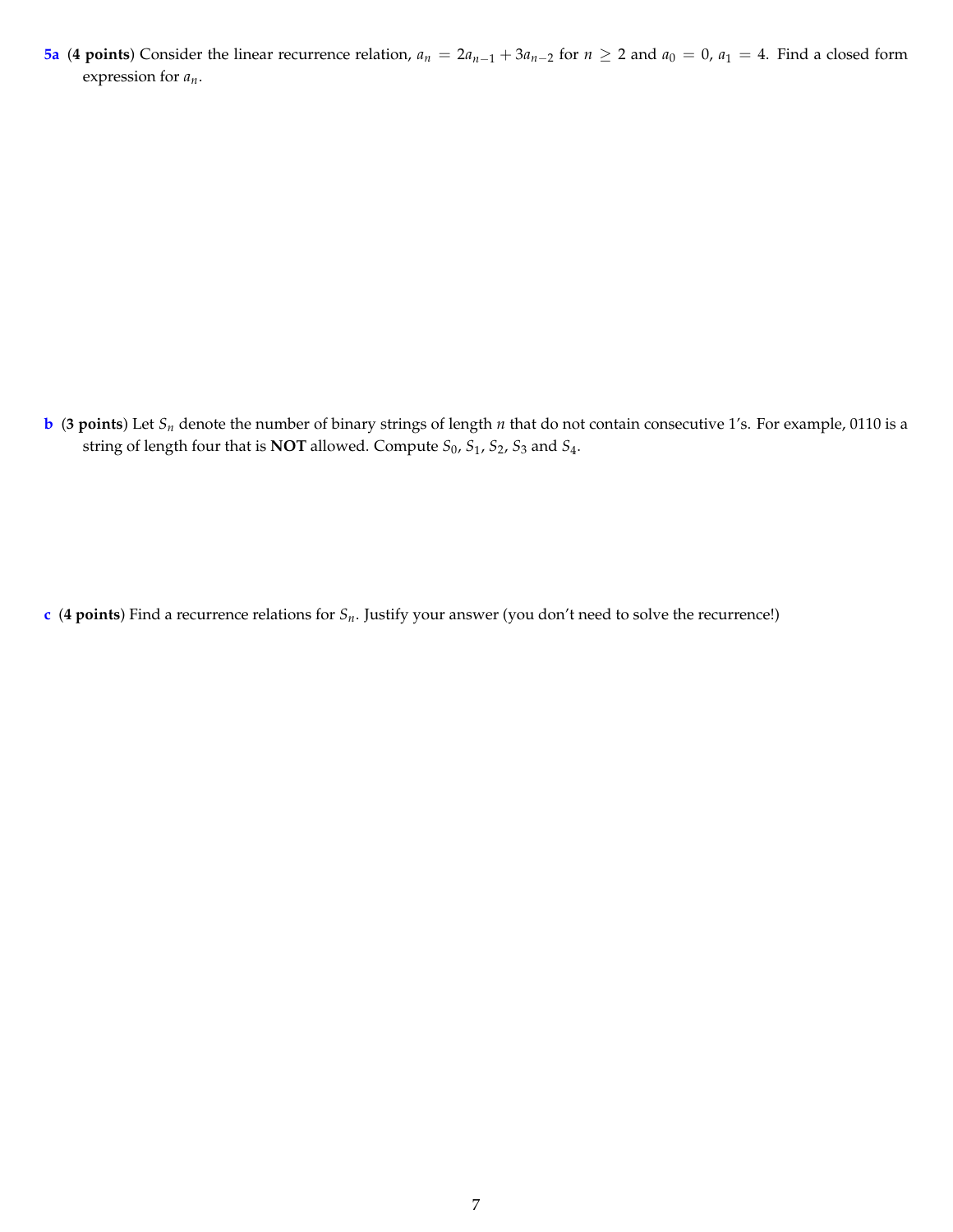**5a** (**4 points**) Consider the linear recurrence relation, $a_n = 2a_{n-1} + 3a_{n-2}$ for $n \geq 2$ and $a_0 = 0$, $a_1 = 4$. Find a closed form expression for $a_n$.

**b** (**3 points**) Let $S_n$ denote the number of binary strings of length $n$ that do not contain consecutive 1's. For example, 0110 is a string of length four that is **NOT** allowed. Compute $S_0$, $S_1$, $S_2$, $S_3$ and $S_4$.

**c** (**4 points**) Find a recurrence relations for $S_n$. Justify your answer (you don't need to solve the recurrence!)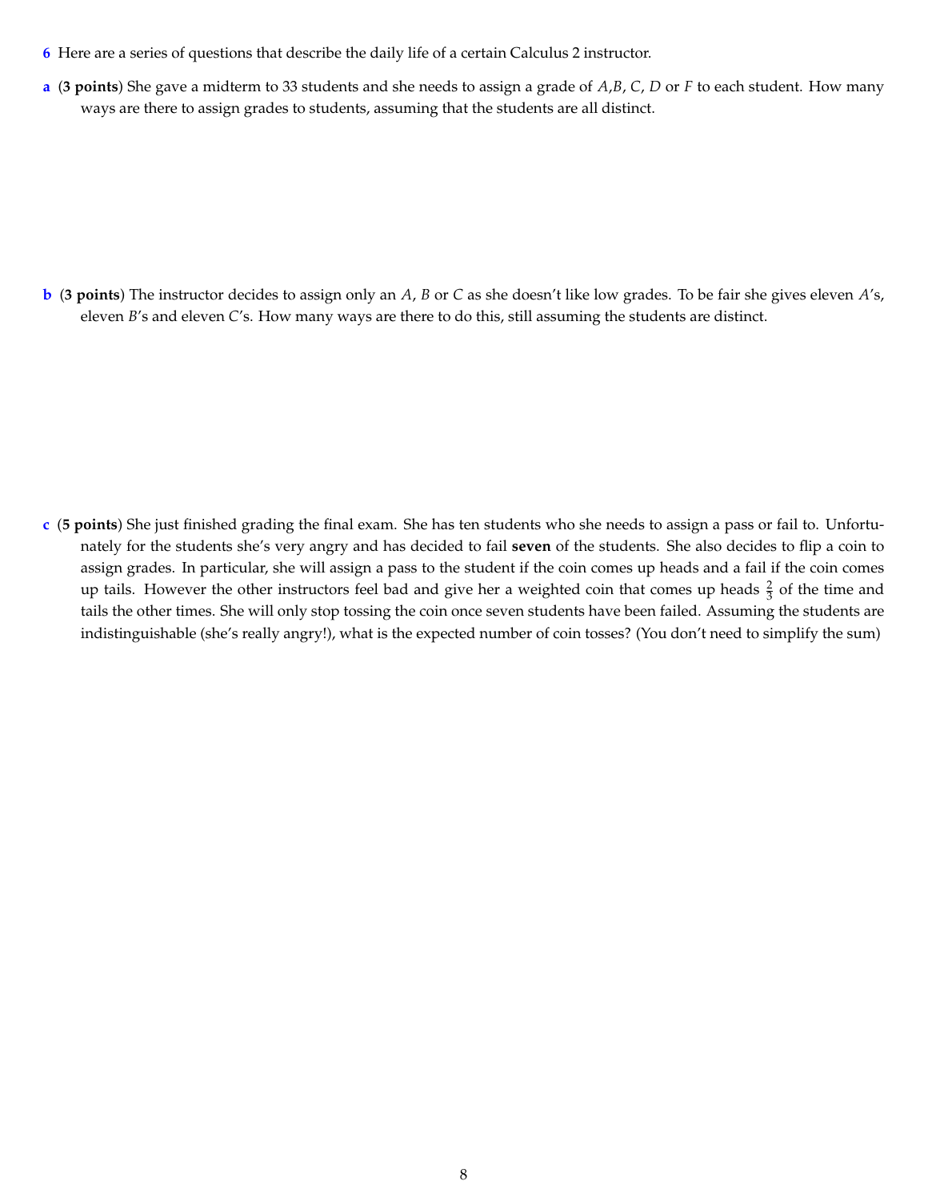**6** Here are a series of questions that describe the daily life of a certain Calculus 2 instructor.

**a** (**3 points**) She gave a midterm to 33 students and she needs to assign a grade of $A$,$B$, $C$, $D$ or $F$ to each student. How many ways are there to assign grades to students, assuming that the students are all distinct.

**b** (**3 points**) The instructor decides to assign only an $A$, $B$ or $C$ as she doesn't like low grades. To be fair she gives eleven $A$'s, eleven $B$'s and eleven $C$'s. How many ways are there to do this, still assuming the students are distinct.

**c** (**5 points**) She just finished grading the final exam. She has ten students who she needs to assign a pass or fail to. Unfortunately for the students she's very angry and has decided to fail **seven** of the students. She also decides to flip a coin to assign grades. In particular, she will assign a pass to the student if the coin comes up heads and a fail if the coin comes up tails. However the other instructors feel bad and give her a weighted coin that comes up heads $\frac{2}{3}$ of the time and tails the other times. She will only stop tossing the coin once seven students have been failed. Assuming the students are indistinguishable (she's really angry!), what is the expected number of coin tosses? (You don't need to simplify the sum)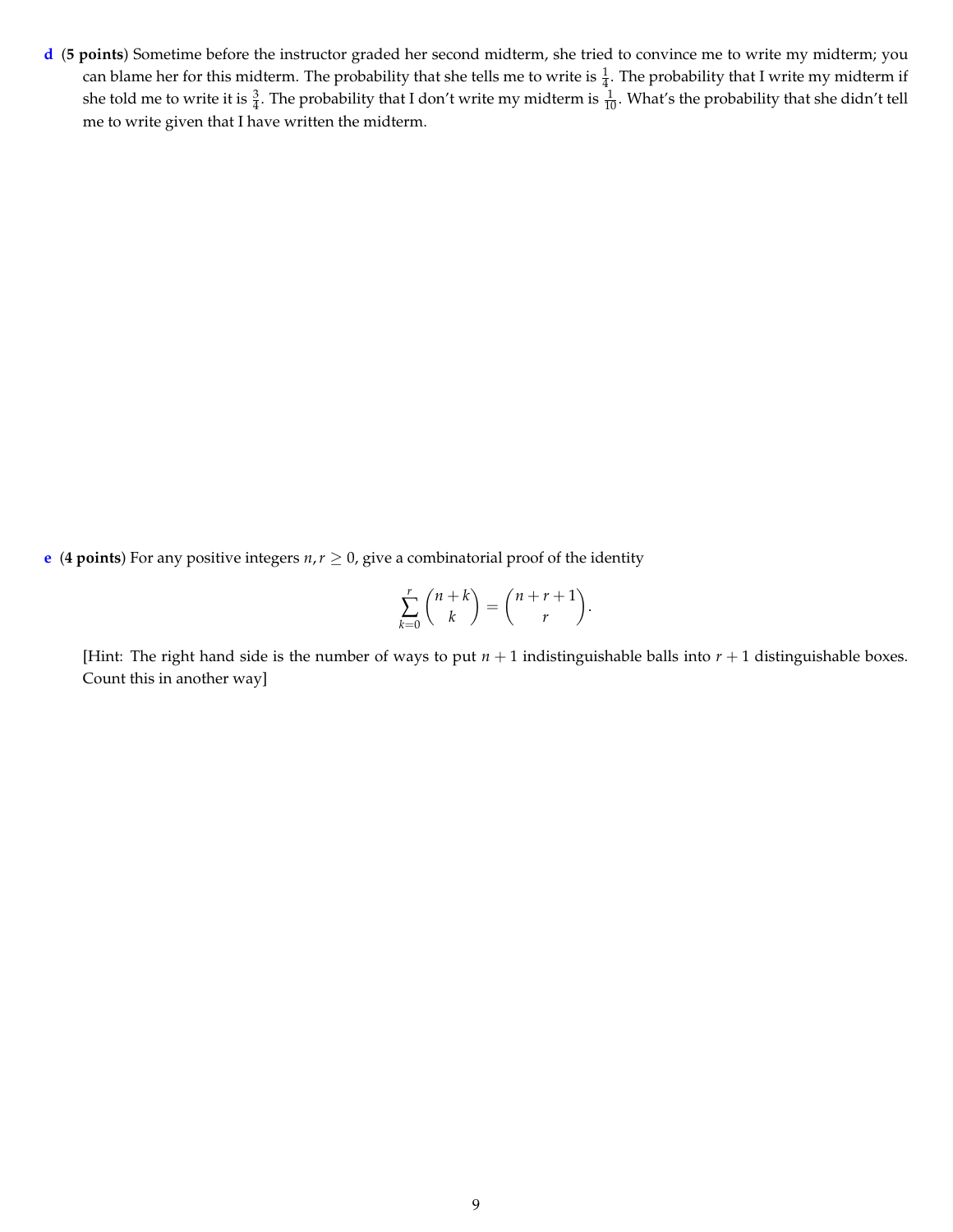**d** (**5 points**) Sometime before the instructor graded her second midterm, she tried to convince me to write my midterm; you can blame her for this midterm. The probability that she tells me to write is $\frac{1}{4}$. The probability that I write my midterm if she told me to write it is $\frac{3}{4}$. The probability that I don't write my midterm is $\frac{1}{10}$. What's the probability that she didn't tell me to write given that I have written the midterm.

**e** (**4 points**) For any positive integers $n, r \geq 0$, give a combinatorial proof of the identity

$$\sum_{k=0}^{r} \binom{n+k}{k} = \binom{n+r+1}{r}.$$

[Hint: The right hand side is the number of ways to put $n+1$ indistinguishable balls into $r+1$ distinguishable boxes. Count this in another way]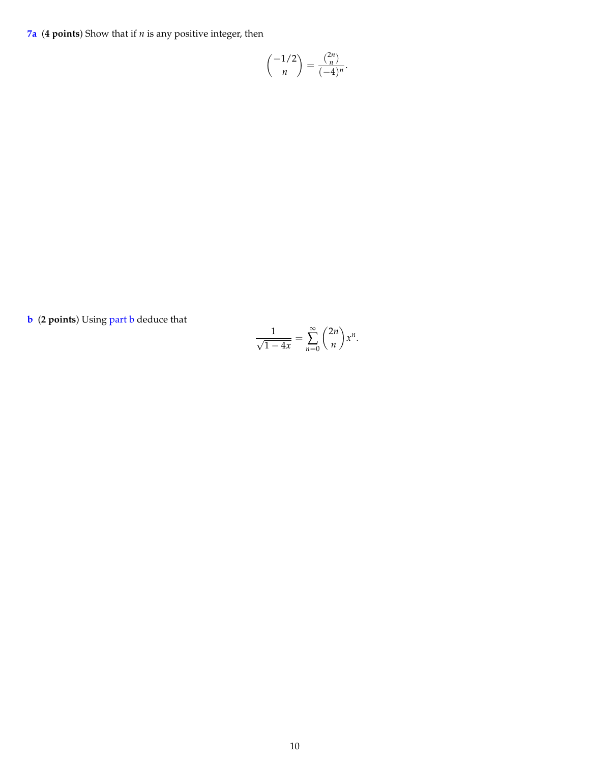**7a** (**4 points**) Show that if $n$ is any positive integer, then

$$\binom{-1/2}{n} = \frac{\binom{2n}{n}}{(-4)^n}.$$

**b** (**2 points**) Using part b deduce that

$$\frac{1}{\sqrt{1-4x}} = \sum_{n=0}^{\infty} \binom{2n}{n} x^n.$$